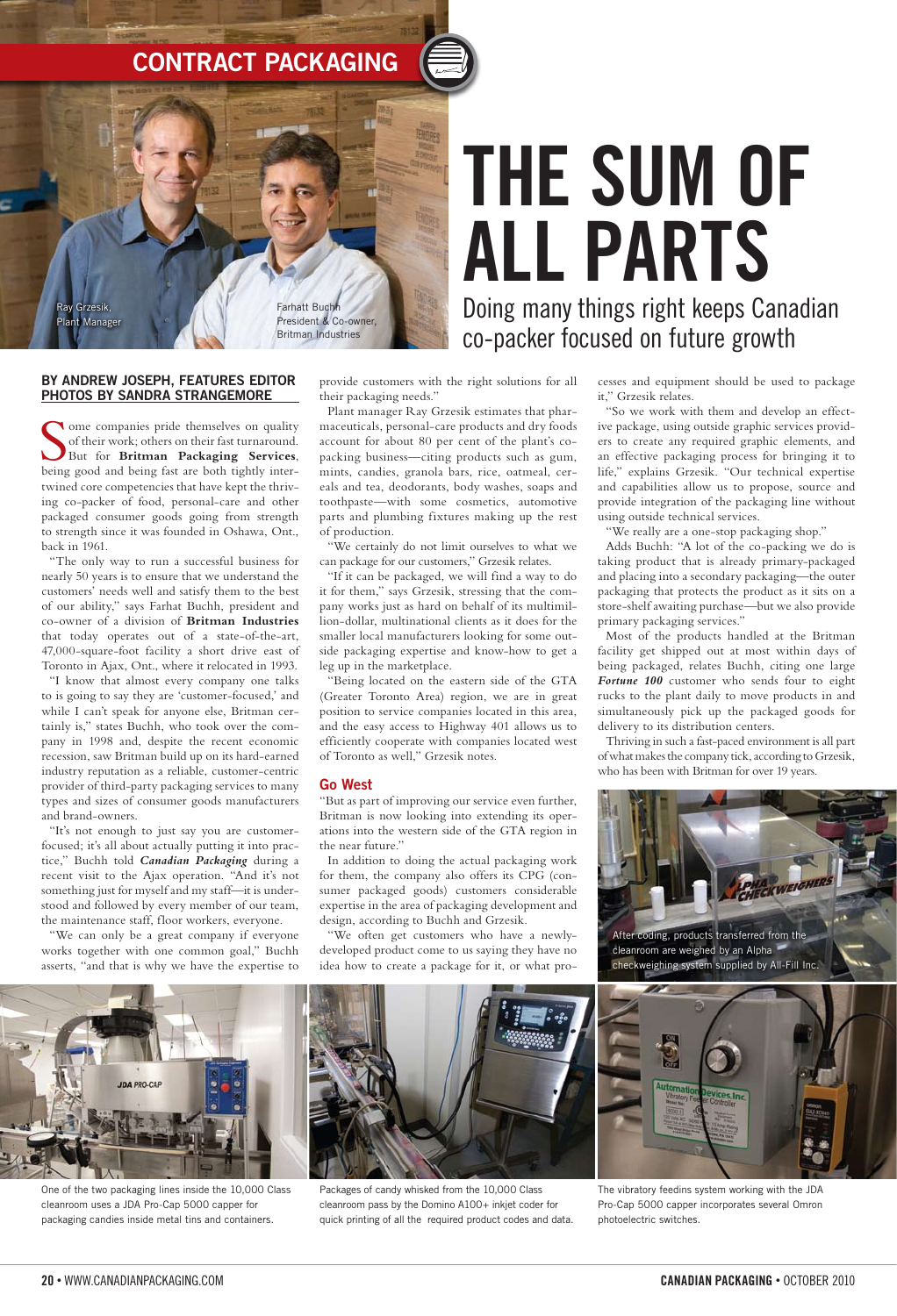CONTRACT PACKAGING

Ray Grzesik, Plant Manager

Farhatt Buchh, President & Co-owner, Britman Industries

# THE SUM OF ALL PARTS

## Doing many things right keeps Canadian co-packer focused on future growth

**BY ANDREW JOSEPH, FEATURES EDITOR**
**PHOTOS BY SANDRA STRANGEMORE**

Some companies pride themselves on quality of their work; others on their fast turnaround. But for **Britman Packaging Services**, being good and being fast are both tightly intertwined core competencies that have kept the thriving co-packer of food, personal-care and other packaged consumer goods going from strength to strength since it was founded in Oshawa, Ont., back in 1961.

"The only way to run a successful business for nearly 50 years is to ensure that we understand the customers' needs well and satisfy them to the best of our ability," says Farhat Buchh, president and co-owner of a division of **Britman Industries** that today operates out of a state-of-the-art, 47,000-square-foot facility a short drive east of Toronto in Ajax, Ont., where it relocated in 1993.

"I know that almost every company one talks to is going to say they are 'customer-focused,' and while I can't speak for anyone else, Britman certainly is," states Buchh, who took over the company in 1998 and, despite the recent economic recession, saw Britman build up on its hard-earned industry reputation as a reliable, customer-centric provider of third-party packaging services to many types and sizes of consumer goods manufacturers and brand-owners.

"It's not enough to just say you are customer-focused; it's all about actually putting it into practice," Buchh told ***Canadian Packaging*** during a recent visit to the Ajax operation. "And it's not something just for myself and my staff—it is understood and followed by every member of our team, the maintenance staff, floor workers, everyone.

"We can only be a great company if everyone works together with one common goal," Buchh asserts, "and that is why we have the expertise to provide customers with the right solutions for all their packaging needs."

Plant manager Ray Grzesik estimates that pharmaceuticals, personal-care products and dry foods account for about 80 per cent of the plant's co-packing business—citing products such as gum, mints, candies, granola bars, rice, oatmeal, cereals and tea, deodorants, body washes, soaps and toothpaste—with some cosmetics, automotive parts and plumbing fixtures making up the rest of production.

"We certainly do not limit ourselves to what we can package for our customers," Grzesik relates.

"If it can be packaged, we will find a way to do it for them," says Grzesik, stressing that the company works just as hard on behalf of its multimillion-dollar, multinational clients as it does for the smaller local manufacturers looking for some outside packaging expertise and know-how to get a leg up in the marketplace.

"Being located on the eastern side of the GTA (Greater Toronto Area) region, we are in great position to service companies located in this area, and the easy access to Highway 401 allows us to efficiently cooperate with companies located west of Toronto as well," Grzesik notes.

### Go West

"But as part of improving our service even further, Britman is now looking into extending its operations into the western side of the GTA region in the near future."

In addition to doing the actual packaging work for them, the company also offers its CPG (consumer packaged goods) customers considerable expertise in the area of packaging development and design, according to Buchh and Grzesik.

"We often get customers who have a newly-developed product come to us saying they have no idea how to create a package for it, or what processes and equipment should be used to package it," Grzesik relates.

"So we work with them and develop an effective package, using outside graphic services providers to create any required graphic elements, and an effective packaging process for bringing it to life," explains Grzesik. "Our technical expertise and capabilities allow us to propose, source and provide integration of the packaging line without using outside technical services.

"We really are a one-stop packaging shop."

Adds Buchh: "A lot of the co-packing we do is taking product that is already primary-packaged and placing into a secondary packaging—the outer packaging that protects the product as it sits on a store-shelf awaiting purchase—but we also provide primary packaging services."

Most of the products handled at the Britman facility get shipped out at most within days of being packaged, relates Buchh, citing one large ***Fortune 100*** customer who sends four to eight trucks to the plant daily to move products in and simultaneously pick up the packaged goods for delivery to its distribution centers.

Thriving in such a fast-paced environment is all part of what makes the company tick, according to Grzesik, who has been with Britman for over 19 years.

After coding, products transferred from the cleanroom are weighed by an Alpha checkweighing system supplied by All-Fill Inc.

One of the two packaging lines inside the 10,000 Class cleanroom uses a JDA Pro-Cap 5000 capper for packaging candies inside metal tins and containers.

Packages of candy whisked from the 10,000 Class cleanroom pass by the Domino A100+ inkjet coder for quick printing of all the required product codes and data.

The vibratory feedins system working with the JDA Pro-Cap 5000 capper incorporates several Omron photoelectric switches.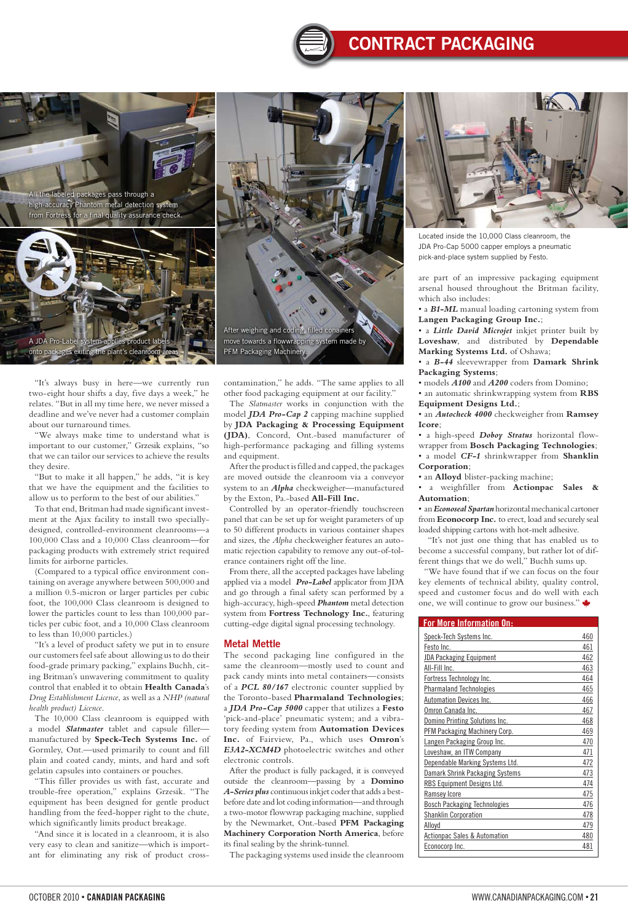All the labeled packages pass through a high-accuracy Phantom metal detection system from Fortress for a final quality assurance check.

A JDA Pro-Label system applies product labels onto packages exiting the plant's cleanroom areas.

After weighing and coding, filled containers move towards a flowwrapping system made by PFM Packaging Machinery.

Located inside the 10,000 Class cleanroom, the JDA Pro-Cap 5000 capper employs a pneumatic pick-and-place system supplied by Festo.

"It's always busy in here—we currently run two-eight hour shifts a day, five days a week," he relates. "But in all my time here, we never missed a deadline and we've never had a customer complain about our turnaround times.

"We always make time to understand what is important to our customer," Grzesik explains, "so that we can tailor our services to achieve the results they desire.

"But to make it all happen," he adds, "it is key that we have the equipment and the facilities to allow us to perform to the best of our abilities."

To that end, Britman had made significant investment at the Ajax facility to install two specially-designed, controlled-environment cleanrooms—a 100,000 Class and a 10,000 Class cleanroom—for packaging products with extremely strict required limits for airborne particles.

(Compared to a typical office environment containing on average anywhere between 500,000 and a million 0.5-micron or larger particles per cubic foot, the 100,000 Class cleanroom is designed to lower the particles count to less than 100,000 particles per cubic foot, and a 10,000 Class cleanroom to less than 10,000 particles.)

"It's a level of product safety we put in to ensure our customers feel safe about allowing us to do their food-grade primary packing," explains Buchh, citing Britman's unwavering commitment to quality control that enabled it to obtain **Health Canada**'s *Drug Establishment Licence*, as well as a *NHP (natural health product) Licence*.

The 10,000 Class cleanroom is equipped with a model ***Slatmaster*** tablet and capsule filler—manufactured by **Speck-Tech Systems Inc.** of Gormley, Ont.—used primarily to count and fill plain and coated candy, mints, and hard and soft gelatin capsules into containers or pouches.

"This filler provides us with fast, accurate and trouble-free operation," explains Grzesik. "The equipment has been designed for gentle product handling from the feed-hopper right to the chute, which significantly limits product breakage.

"And since it is located in a cleanroom, it is also very easy to clean and sanitize—which is important for eliminating any risk of product cross-contamination," he adds. "The same applies to all other food packaging equipment at our facility."

The *Slatmaster* works in conjunction with the model ***JDA Pro-Cap 2*** capping machine supplied by **JDA Packaging & Processing Equipment (JDA)**, Concord, Ont.-based manufacturer of high-performance packaging and filling systems and equipment.

After the product is filled and capped, the packages are moved outside the cleanroom via a conveyor system to an ***Alpha*** checkweigher—manufactured by the Exton, Pa.-based **All-Fill Inc.**

Controlled by an operator-friendly touchscreen panel that can be set up for weight parameters of up to 50 different products in various container shapes and sizes, the *Alpha* checkweigher features an automatic rejection capability to remove any out-of-tolerance containers right off the line.

From there, all the accepted packages have labeling applied via a model ***Pro-Label*** applicator from JDA and go through a final safety scan performed by a high-accuracy, high-speed ***Phantom*** metal detection system from **Fortress Technology Inc.**, featuring cutting-edge digital signal processing technology.

## Metal Mettle

The second packaging line configured in the same the cleanroom—mostly used to count and pack candy mints into metal containers—consists of a ***PCL 80/167*** electronic counter supplied by the Toronto-based **Pharmaland Technologies**; a ***JDA Pro-Cap 5000*** capper that utilizes a **Festo** 'pick-and-place' pneumatic system; and a vibratory feeding system from **Automation Devices Inc.** of Fairview, Pa., which uses **Omron**'s ***E3A2-XCM4D*** photoelectric switches and other electronic controls.

After the product is fully packaged, it is conveyed outside the cleanroom—passing by a **Domino *A-Series plus*** continuous inkjet coder that adds a best-before date and lot coding information—and through a two-motor flowwrap packaging machine, supplied by the Newmarket, Ont.-based **PFM Packaging Machinery Corporation North America**, before its final sealing by the shrink-tunnel.

The packaging systems used inside the cleanroom are part of an impressive packaging equipment arsenal housed throughout the Britman facility, which also includes:

- a ***B1-ML*** manual loading cartoning system from **Langen Packaging Group Inc.**;
- a ***Little David Microjet*** inkjet printer built by **Loveshaw**, and distributed by **Dependable Marking Systems Ltd.** of Oshawa;
- a ***B-44*** sleevewrapper from **Damark Shrink Packaging Systems**;
- models ***A100*** and ***A200*** coders from Domino;
- an automatic shrinkwrapping system from **RBS Equipment Designs Ltd.**;
- an ***Autocheck 4000*** checkweigher from **Ramsey Icore**;
- a high-speed ***Doboy Stratus*** horizontal flow-wrapper from **Bosch Packaging Technologies**;
- a model ***CF-1*** shrinkwrapper from **Shanklin Corporation**;
- an **Alloyd** blister-packing machine;
- a weighfiller from **Actionpac Sales & Automation**;
- an ***Econoseal Spartan*** horizontal mechanical cartoner from **Econocorp Inc.** to erect, load and securely seal loaded shipping cartons with hot-melt adhesive.

"It's not just one thing that has enabled us to become a successful company, but rather lot of different things that we do well," Buchh sums up.

"We have found that if we can focus on the four key elements of technical ability, quality control, speed and customer focus and do well with each one, we will continue to grow our business."

| For More Information On: | |
|---|---|
| Speck-Tech Systems Inc. | 460 |
| Festo Inc. | 461 |
| JDA Packaging Equipment | 462 |
| All-Fill Inc. | 463 |
| Fortress Technology Inc. | 464 |
| Pharmaland Technologies | 465 |
| Automation Devices Inc. | 466 |
| Omron Canada Inc. | 467 |
| Domino Printing Solutions Inc. | 468 |
| PFM Packaging Machinery Corp. | 469 |
| Langen Packaging Group Inc. | 470 |
| Loveshaw, an ITW Company | 471 |
| Dependable Marking Systems Ltd. | 472 |
| Damark Shrink Packaging Systems | 473 |
| RBS Equipment Designs Ltd. | 474 |
| Ramsey Icore | 475 |
| Bosch Packaging Technologies | 476 |
| Shanklin Corporation | 478 |
| Alloyd | 479 |
| Actionpac Sales & Automation | 480 |
| Econocorp Inc. | 481 |